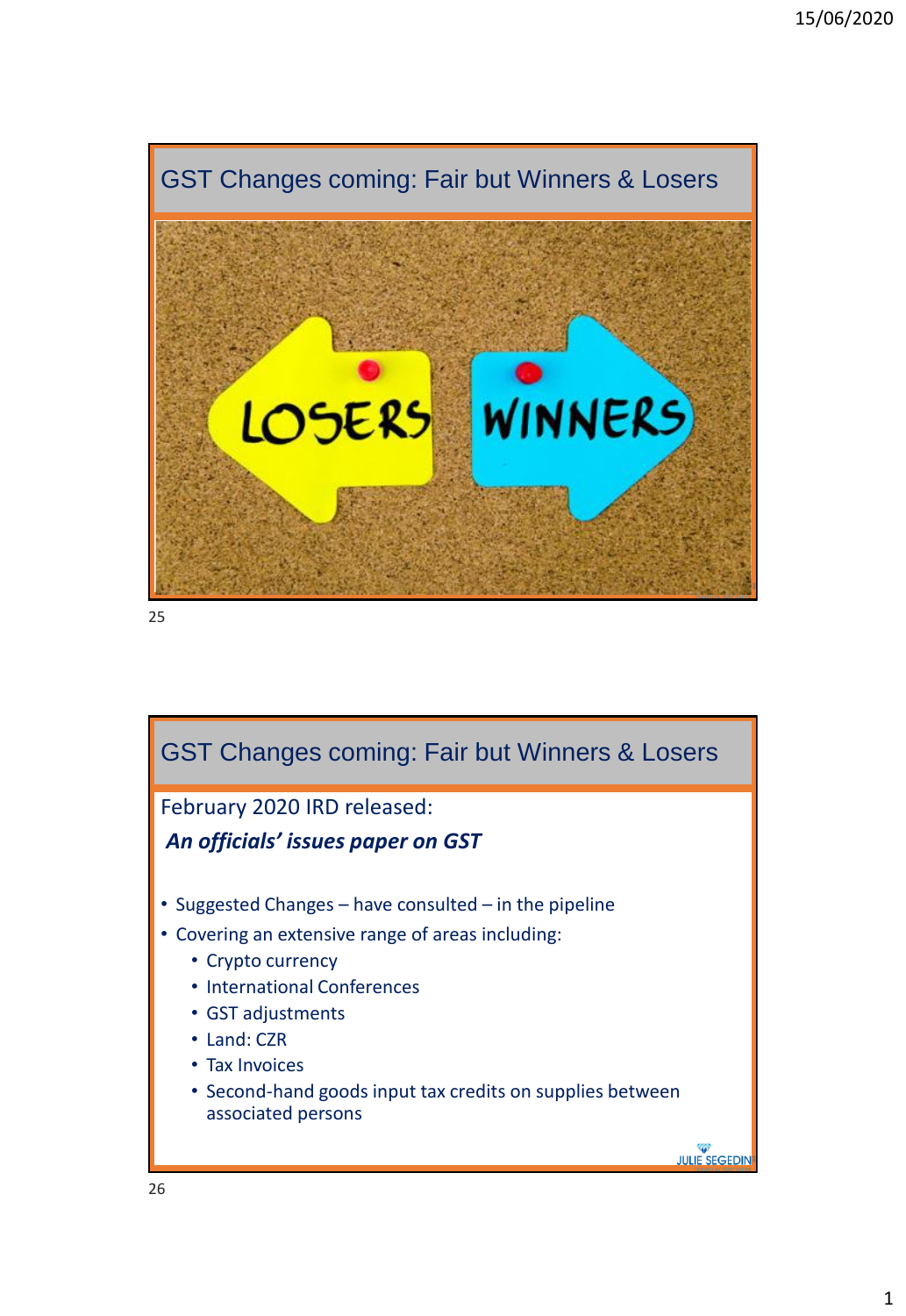## GST Changes coming: Fair but Winners & Losers

## GST Changes coming: Fair but Winners & Losers

February 2020 IRD released:

***An officials' issues paper on GST***

- Suggested Changes – have consulted – in the pipeline
- Covering an extensive range of areas including:
  - Crypto currency
  - International Conferences
  - GST adjustments
  - Land: CZR
  - Tax Invoices
  - Second-hand goods input tax credits on supplies between associated persons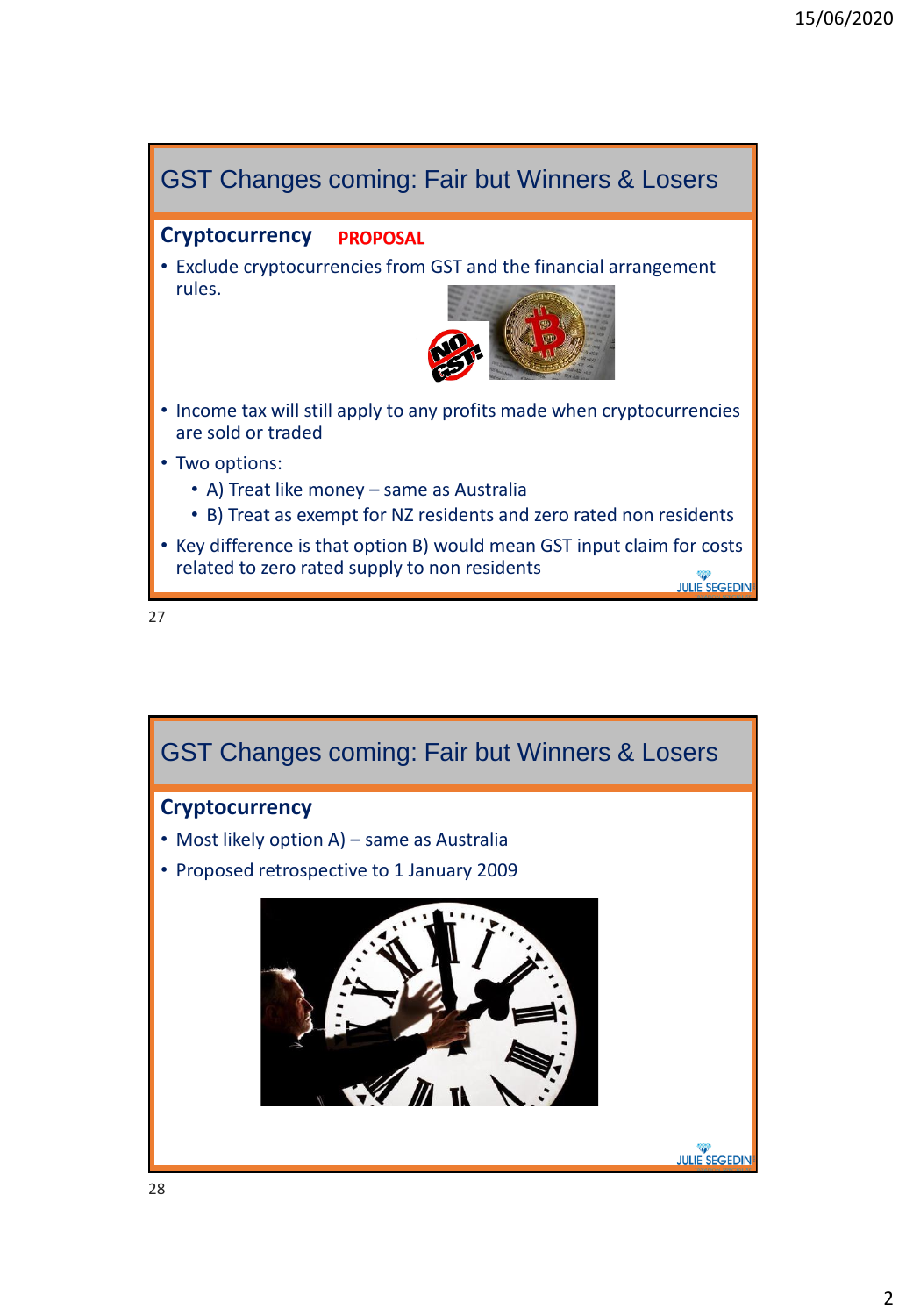## GST Changes coming: Fair but Winners & Losers

**Cryptocurrency** **PROPOSAL**

- Exclude cryptocurrencies from GST and the financial arrangement rules.
- Income tax will still apply to any profits made when cryptocurrencies are sold or traded
- Two options:
  - A) Treat like money – same as Australia
  - B) Treat as exempt for NZ residents and zero rated non residents
- Key difference is that option B) would mean GST input claim for costs related to zero rated supply to non residents

## GST Changes coming: Fair but Winners & Losers

**Cryptocurrency**

- Most likely option A) – same as Australia
- Proposed retrospective to 1 January 2009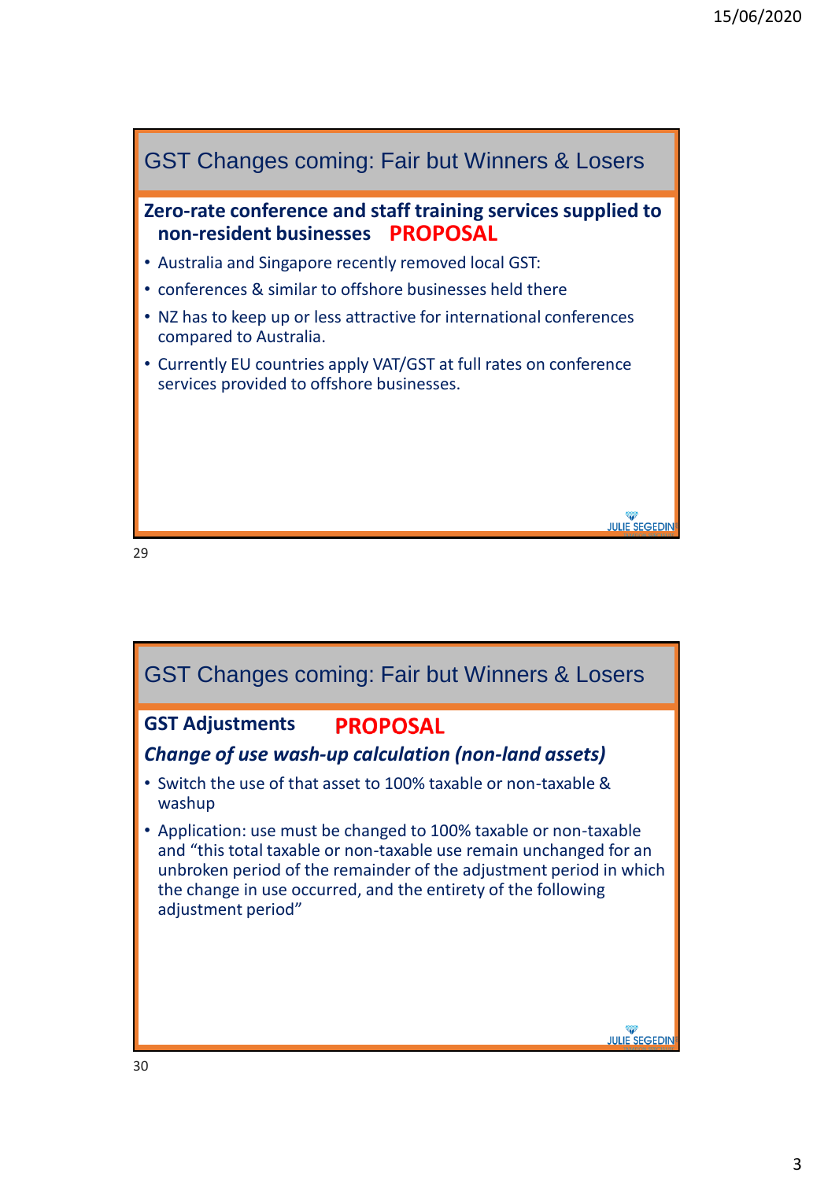## GST Changes coming: Fair but Winners & Losers

**Zero-rate conference and staff training services supplied to non-resident businesses** **PROPOSAL**

- Australia and Singapore recently removed local GST:
- conferences & similar to offshore businesses held there
- NZ has to keep up or less attractive for international conferences compared to Australia.
- Currently EU countries apply VAT/GST at full rates on conference services provided to offshore businesses.

JULIE SEGEDIN

## GST Changes coming: Fair but Winners & Losers

**GST Adjustments** **PROPOSAL**

***Change of use wash-up calculation (non-land assets)***

- Switch the use of that asset to 100% taxable or non-taxable & washup
- Application: use must be changed to 100% taxable or non-taxable and "this total taxable or non-taxable use remain unchanged for an unbroken period of the remainder of the adjustment period in which the change in use occurred, and the entirety of the following adjustment period"

JULIE SEGEDIN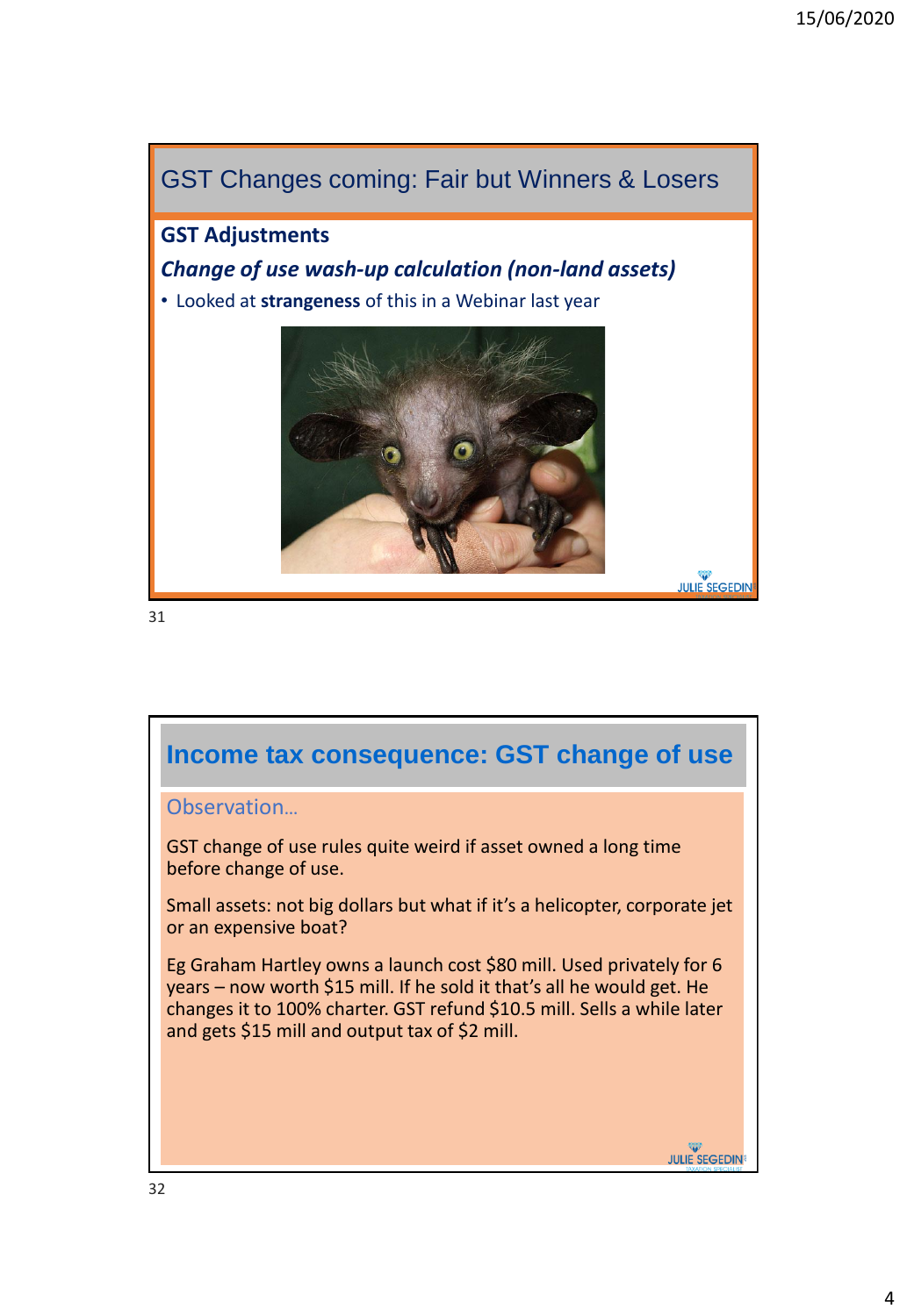## GST Changes coming: Fair but Winners & Losers

### GST Adjustments

***Change of use wash-up calculation (non-land assets)***

- Looked at **strangeness** of this in a Webinar last year

## Income tax consequence: GST change of use

Observation…

GST change of use rules quite weird if asset owned a long time before change of use.

Small assets: not big dollars but what if it's a helicopter, corporate jet or an expensive boat?

Eg Graham Hartley owns a launch cost $80 mill. Used privately for 6 years – now worth $15 mill. If he sold it that's all he would get. He changes it to 100% charter. GST refund $10.5 mill. Sells a while later and gets $15 mill and output tax of $2 mill.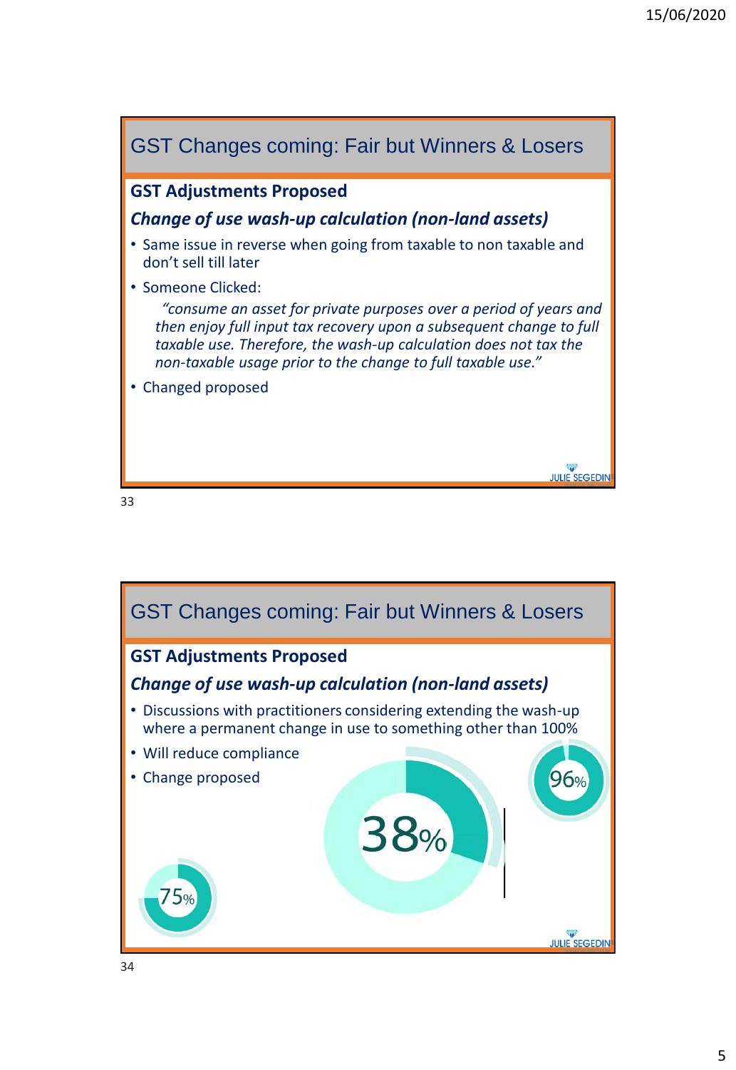## GST Changes coming: Fair but Winners & Losers

### GST Adjustments Proposed

***Change of use wash-up calculation (non-land assets)***

- Same issue in reverse when going from taxable to non taxable and don't sell till later
- Someone Clicked:

  *"consume an asset for private purposes over a period of years and then enjoy full input tax recovery upon a subsequent change to full taxable use. Therefore, the wash-up calculation does not tax the non-taxable usage prior to the change to full taxable use."*
- Changed proposed

## GST Changes coming: Fair but Winners & Losers

### GST Adjustments Proposed

***Change of use wash-up calculation (non-land assets)***

- Discussions with practitioners considering extending the wash-up where a permanent change in use to something other than 100%
- Will reduce compliance
- Change proposed

96%

38%

75%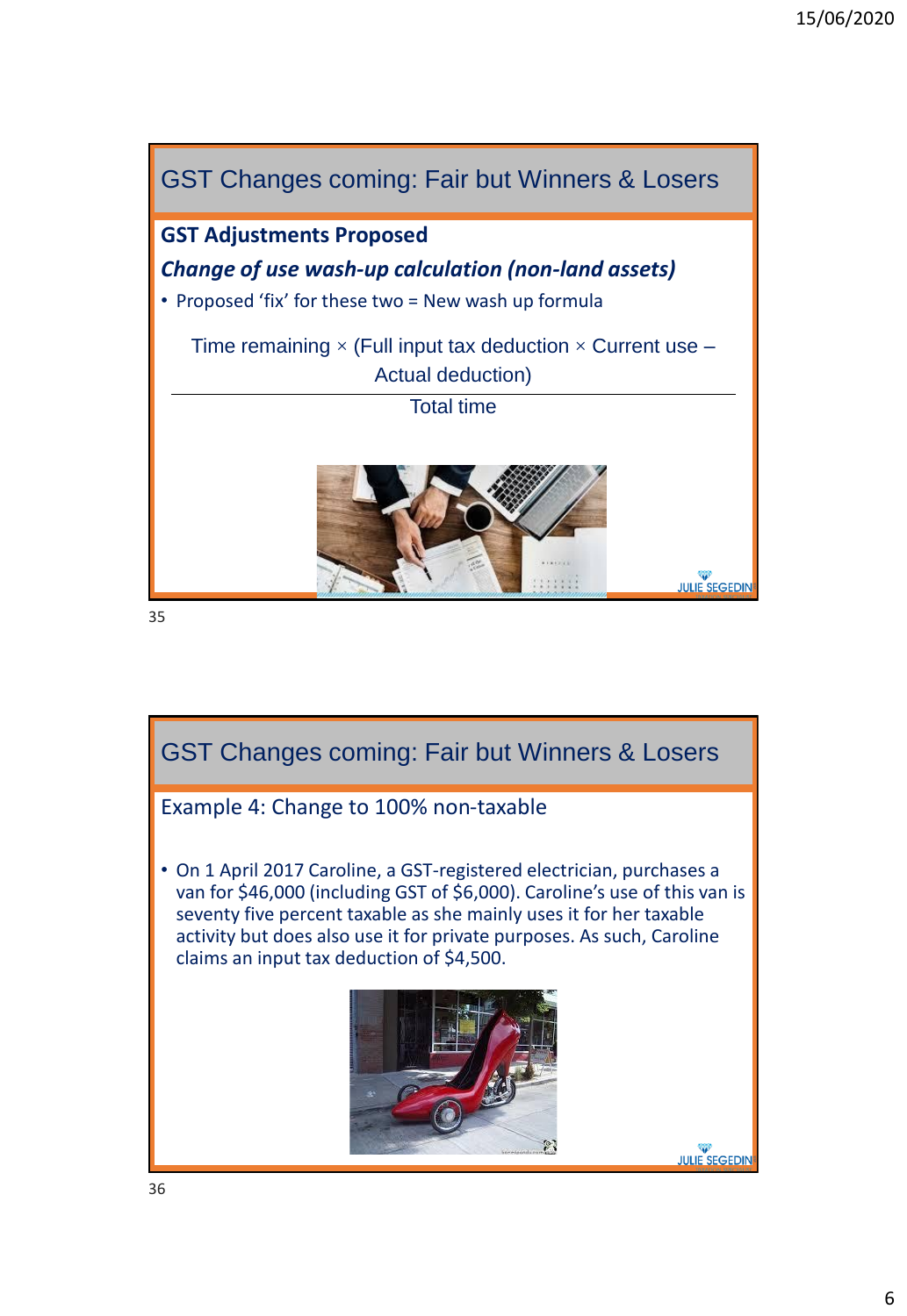## GST Changes coming: Fair but Winners & Losers

**GST Adjustments Proposed**

***Change of use wash-up calculation (non-land assets)***

- Proposed 'fix' for these two = New wash up formula

$$\frac{\text{Time remaining} \times (\text{Full input tax deduction} \times \text{Current use} - \text{Actual deduction})}{\text{Total time}}$$

## GST Changes coming: Fair but Winners & Losers

Example 4: Change to 100% non-taxable

- On 1 April 2017 Caroline, a GST-registered electrician, purchases a van for $46,000 (including GST of $6,000). Caroline's use of this van is seventy five percent taxable as she mainly uses it for her taxable activity but does also use it for private purposes. As such, Caroline claims an input tax deduction of $4,500.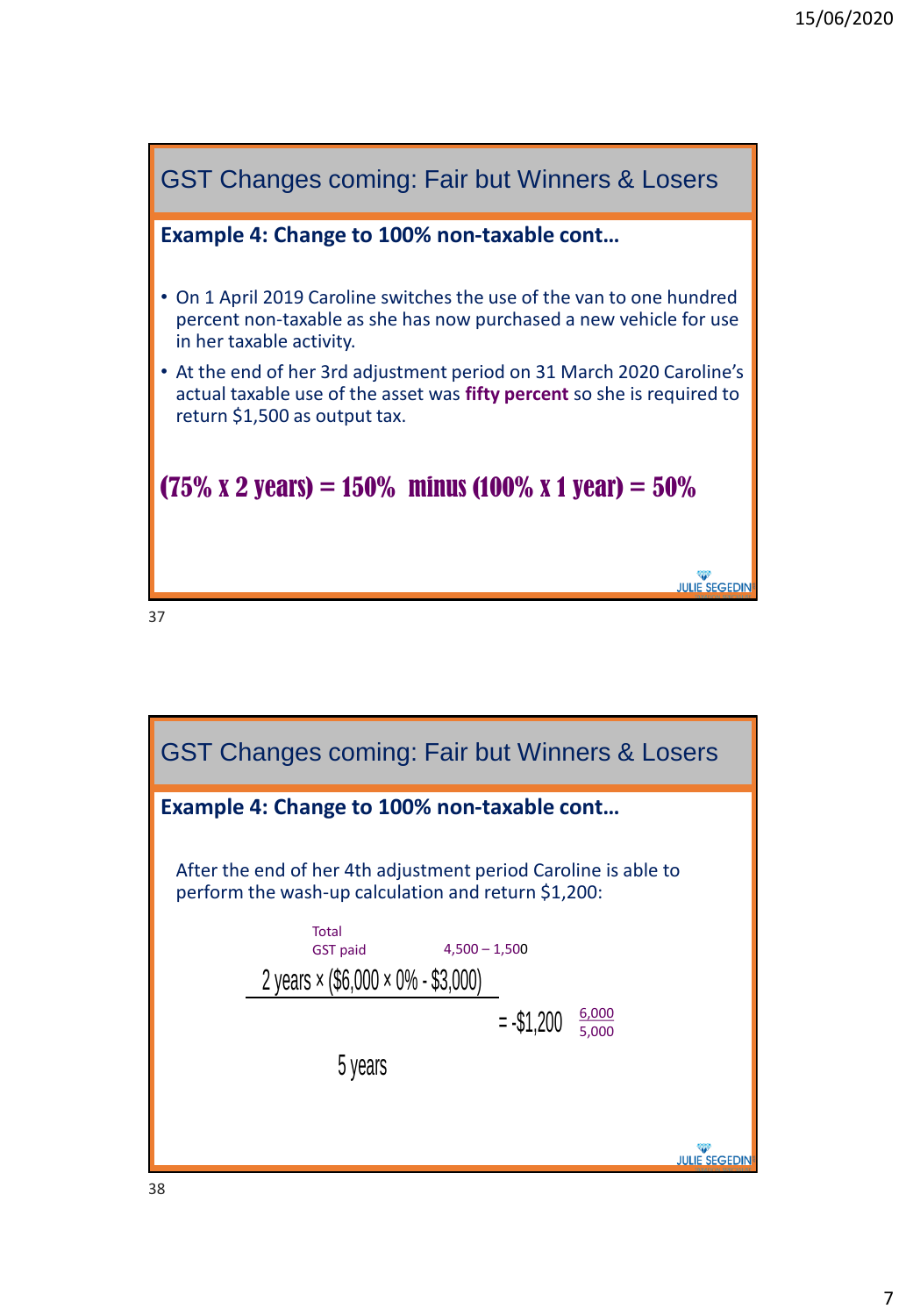## GST Changes coming: Fair but Winners & Losers

**Example 4: Change to 100% non-taxable cont…**

- On 1 April 2019 Caroline switches the use of the van to one hundred percent non-taxable as she has now purchased a new vehicle for use in her taxable activity.
- At the end of her 3rd adjustment period on 31 March 2020 Caroline's actual taxable use of the asset was **fifty percent** so she is required to return $1,500 as output tax.

**(75% x 2 years) = 150% minus (100% x 1 year) = 50%**

## GST Changes coming: Fair but Winners & Losers

**Example 4: Change to 100% non-taxable cont…**

After the end of her 4th adjustment period Caroline is able to perform the wash-up calculation and return $1,200:

Total GST paid — 4,500 – 1,500

$$\frac{2 \text{ years} \times (\$6{,}000 \times 0\% - \$3{,}000)}{5 \text{ years}} = -\$1{,}200$$

$\frac{6{,}000}{5{,}000}$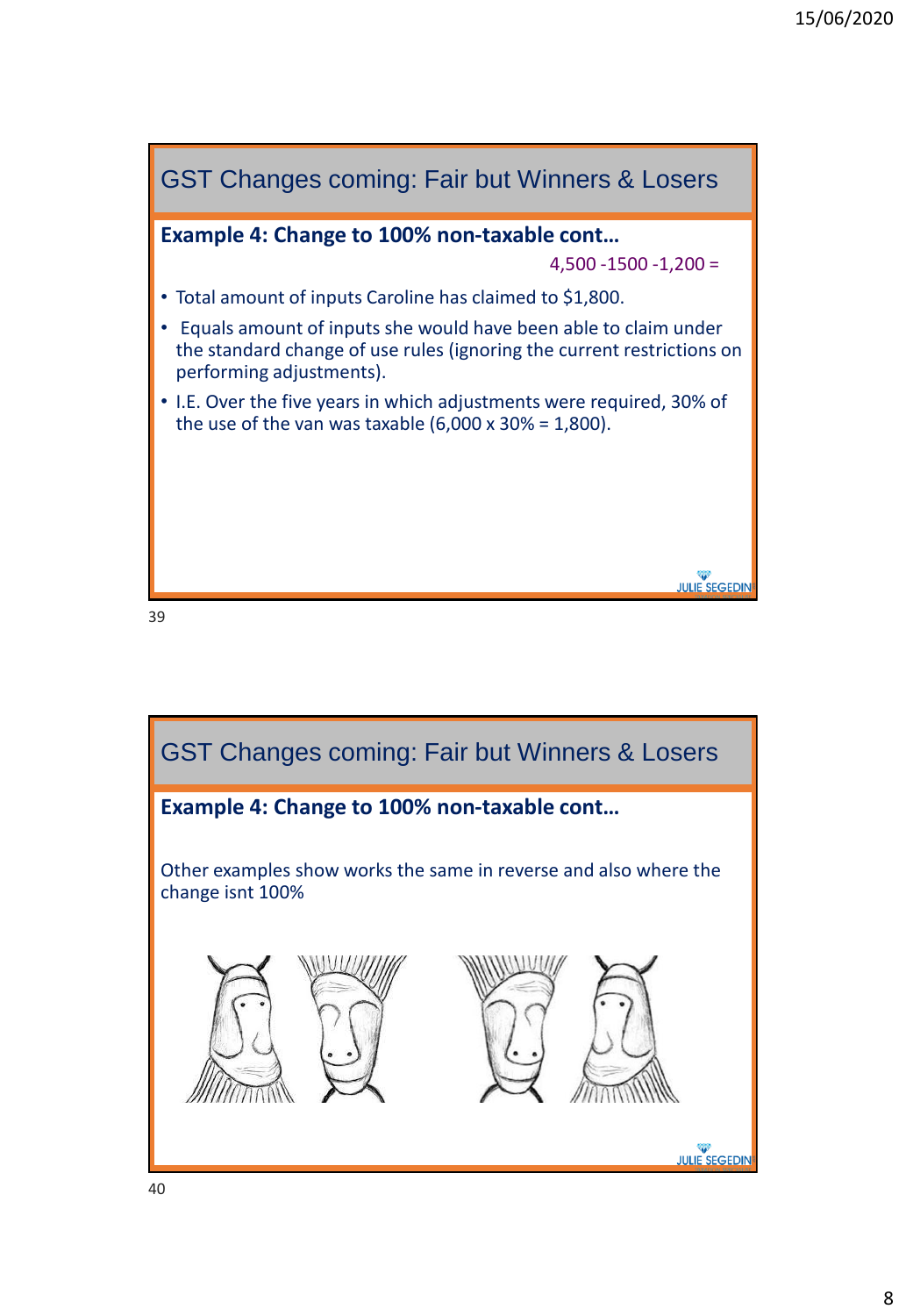## GST Changes coming: Fair but Winners & Losers

**Example 4: Change to 100% non-taxable cont…**

4,500 -1500 -1,200 =

- Total amount of inputs Caroline has claimed to $1,800.
- Equals amount of inputs she would have been able to claim under the standard change of use rules (ignoring the current restrictions on performing adjustments).
- I.E. Over the five years in which adjustments were required, 30% of the use of the van was taxable (6,000 x 30% = 1,800).

## GST Changes coming: Fair but Winners & Losers

**Example 4: Change to 100% non-taxable cont…**

Other examples show works the same in reverse and also where the change isnt 100%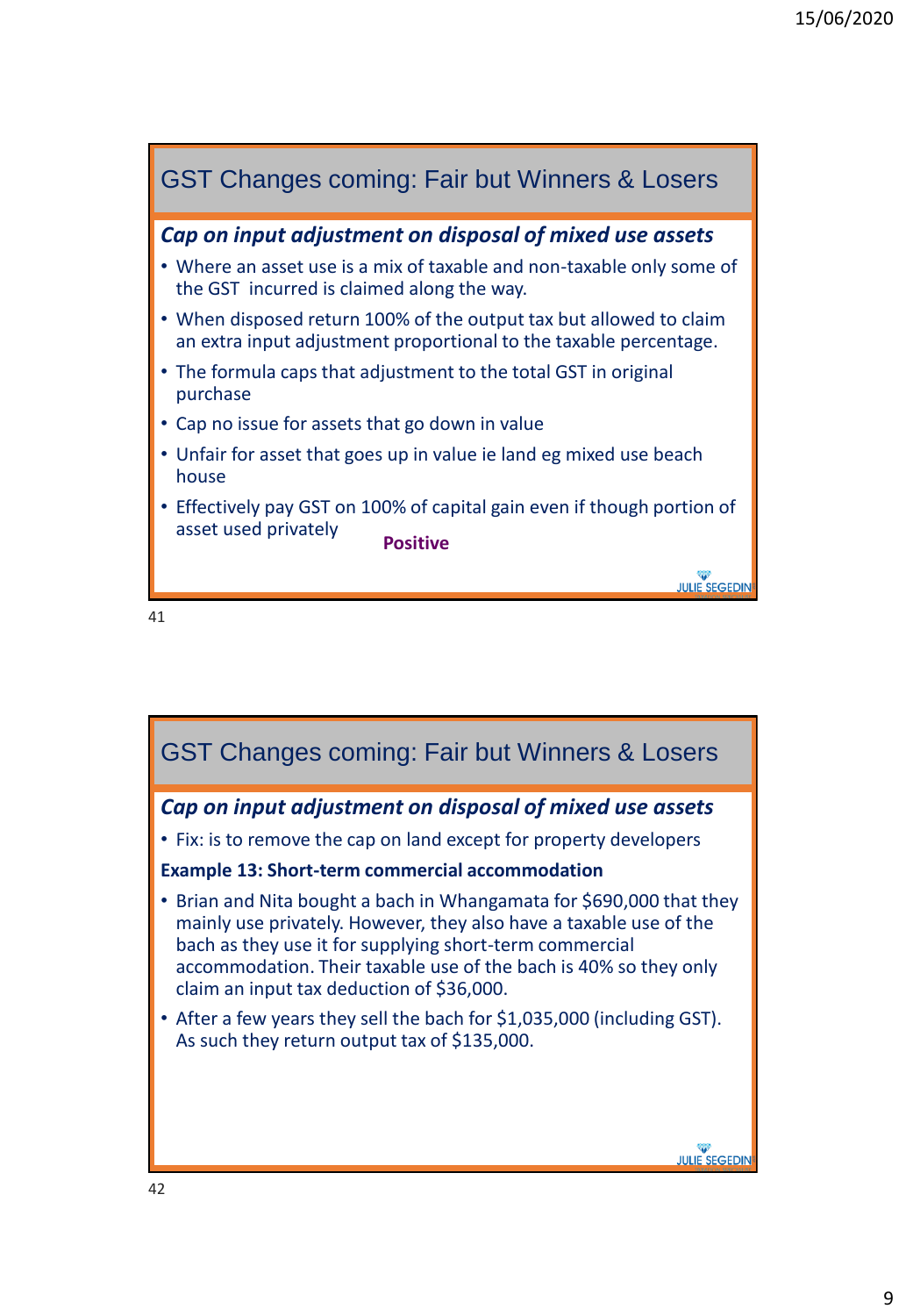## GST Changes coming: Fair but Winners & Losers

### *Cap on input adjustment on disposal of mixed use assets*

- Where an asset use is a mix of taxable and non-taxable only some of the GST incurred is claimed along the way.
- When disposed return 100% of the output tax but allowed to claim an extra input adjustment proportional to the taxable percentage.
- The formula caps that adjustment to the total GST in original purchase
- Cap no issue for assets that go down in value
- Unfair for asset that goes up in value ie land eg mixed use beach house
- Effectively pay GST on 100% of capital gain even if though portion of asset used privately

**Positive**

## GST Changes coming: Fair but Winners & Losers

### *Cap on input adjustment on disposal of mixed use assets*

- Fix: is to remove the cap on land except for property developers

**Example 13: Short-term commercial accommodation**

- Brian and Nita bought a bach in Whangamata for $690,000 that they mainly use privately. However, they also have a taxable use of the bach as they use it for supplying short-term commercial accommodation. Their taxable use of the bach is 40% so they only claim an input tax deduction of $36,000.
- After a few years they sell the bach for $1,035,000 (including GST). As such they return output tax of $135,000.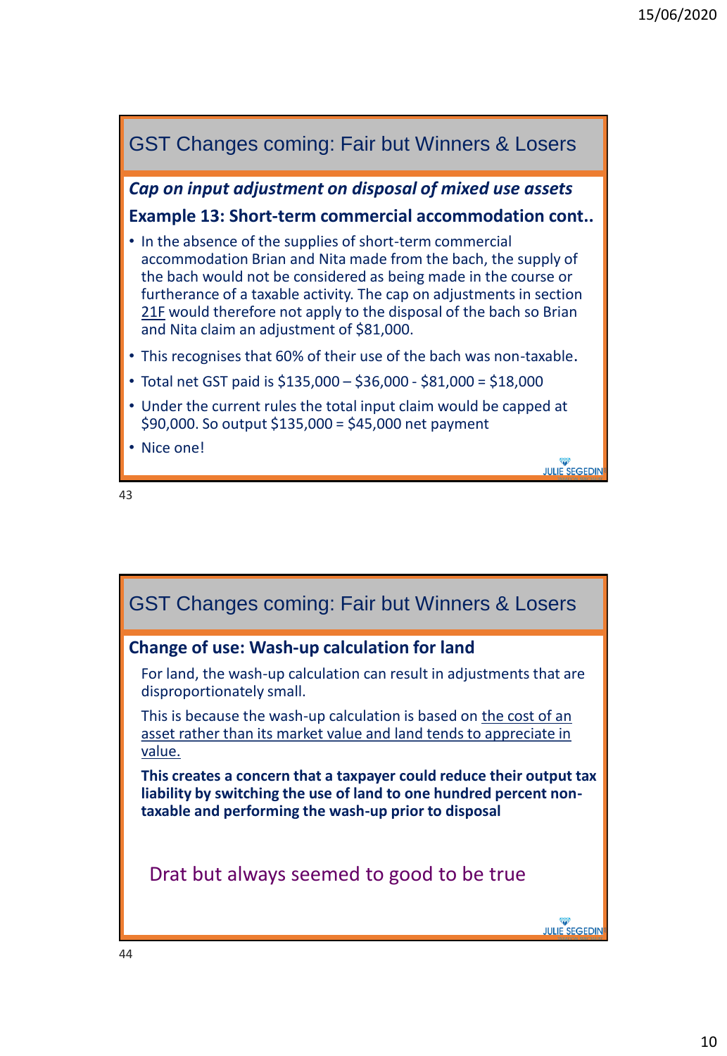## GST Changes coming: Fair but Winners & Losers

***Cap on input adjustment on disposal of mixed use assets***

**Example 13: Short-term commercial accommodation cont..**

- In the absence of the supplies of short-term commercial accommodation Brian and Nita made from the bach, the supply of the bach would not be considered as being made in the course or furtherance of a taxable activity. The cap on adjustments in section 21F would therefore not apply to the disposal of the bach so Brian and Nita claim an adjustment of $81,000.
- This recognises that 60% of their use of the bach was non-taxable.
- Total net GST paid is $135,000 – $36,000 - $81,000 = $18,000
- Under the current rules the total input claim would be capped at $90,000. So output $135,000 = $45,000 net payment
- Nice one!

## GST Changes coming: Fair but Winners & Losers

**Change of use: Wash-up calculation for land**

For land, the wash-up calculation can result in adjustments that are disproportionately small.

This is because the wash-up calculation is based on the cost of an asset rather than its market value and land tends to appreciate in value.

**This creates a concern that a taxpayer could reduce their output tax liability by switching the use of land to one hundred percent non-taxable and performing the wash-up prior to disposal**

Drat but always seemed to good to be true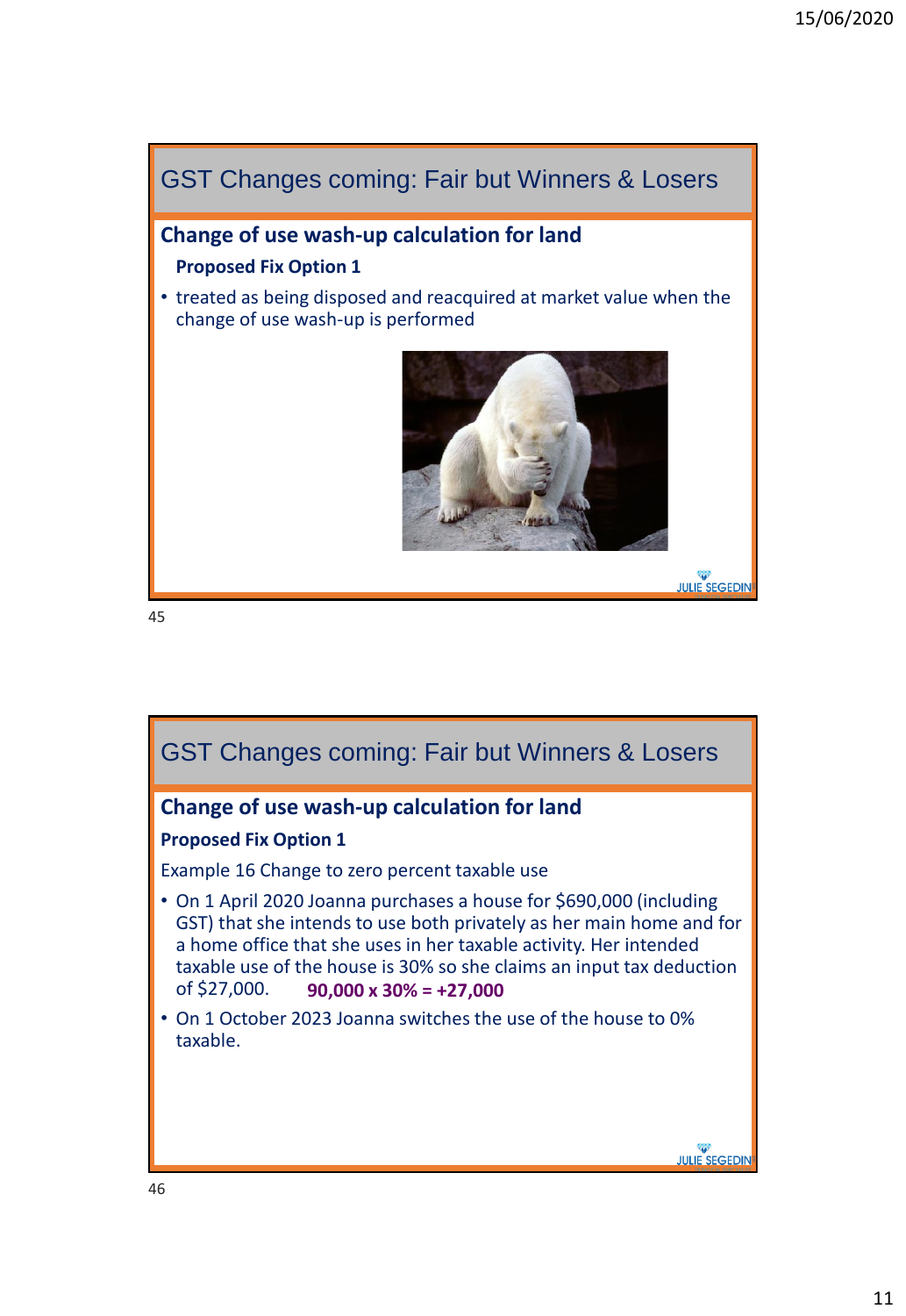## GST Changes coming: Fair but Winners & Losers

### Change of use wash-up calculation for land

**Proposed Fix Option 1**

- treated as being disposed and reacquired at market value when the change of use wash-up is performed

## GST Changes coming: Fair but Winners & Losers

### Change of use wash-up calculation for land

**Proposed Fix Option 1**

Example 16 Change to zero percent taxable use

- On 1 April 2020 Joanna purchases a house for $690,000 (including GST) that she intends to use both privately as her main home and for a home office that she uses in her taxable activity. Her intended taxable use of the house is 30% so she claims an input tax deduction of $27,000. **90,000 x 30% = +27,000**
- On 1 October 2023 Joanna switches the use of the house to 0% taxable.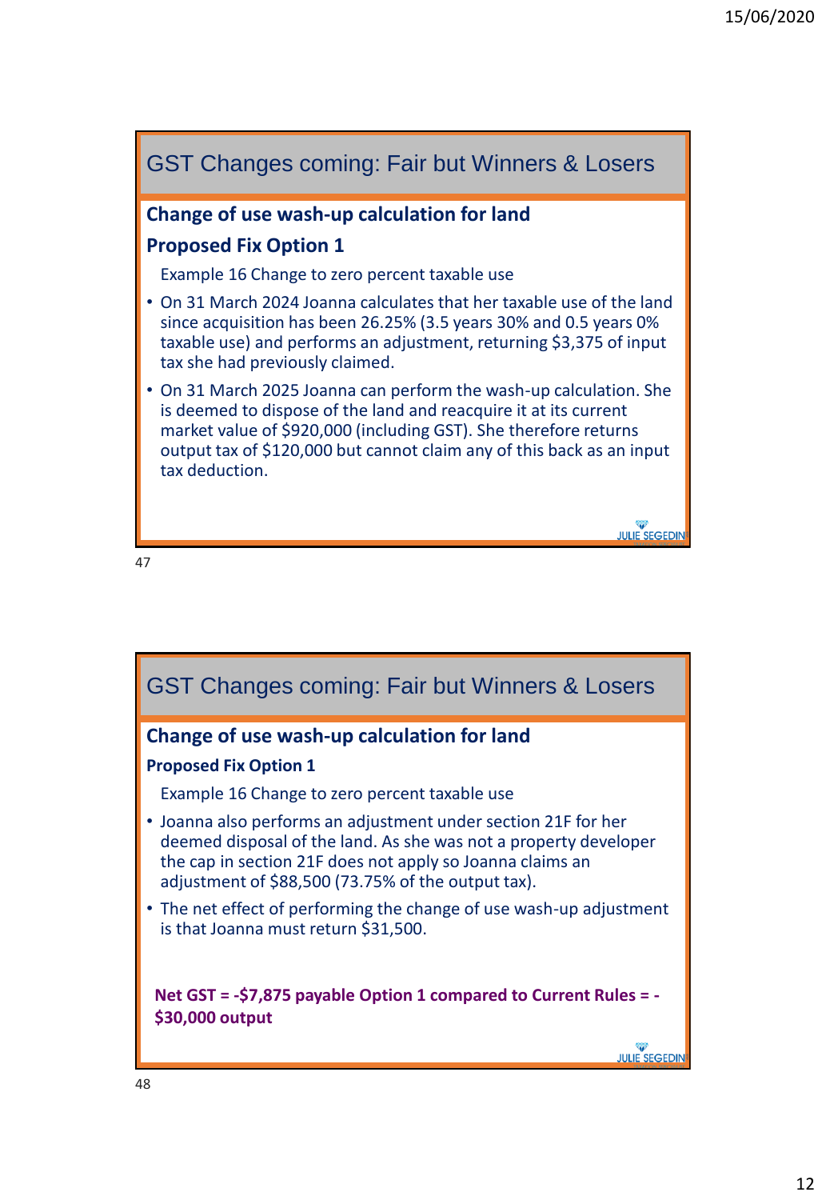## GST Changes coming: Fair but Winners & Losers

### Change of use wash-up calculation for land

**Proposed Fix Option 1**

Example 16 Change to zero percent taxable use

- On 31 March 2024 Joanna calculates that her taxable use of the land since acquisition has been 26.25% (3.5 years 30% and 0.5 years 0% taxable use) and performs an adjustment, returning $3,375 of input tax she had previously claimed.
- On 31 March 2025 Joanna can perform the wash-up calculation. She is deemed to dispose of the land and reacquire it at its current market value of $920,000 (including GST). She therefore returns output tax of $120,000 but cannot claim any of this back as an input tax deduction.

## GST Changes coming: Fair but Winners & Losers

### Change of use wash-up calculation for land

**Proposed Fix Option 1**

Example 16 Change to zero percent taxable use

- Joanna also performs an adjustment under section 21F for her deemed disposal of the land. As she was not a property developer the cap in section 21F does not apply so Joanna claims an adjustment of $88,500 (73.75% of the output tax).
- The net effect of performing the change of use wash-up adjustment is that Joanna must return $31,500.

**Net GST = -$7,875 payable Option 1 compared to Current Rules = -$30,000 output**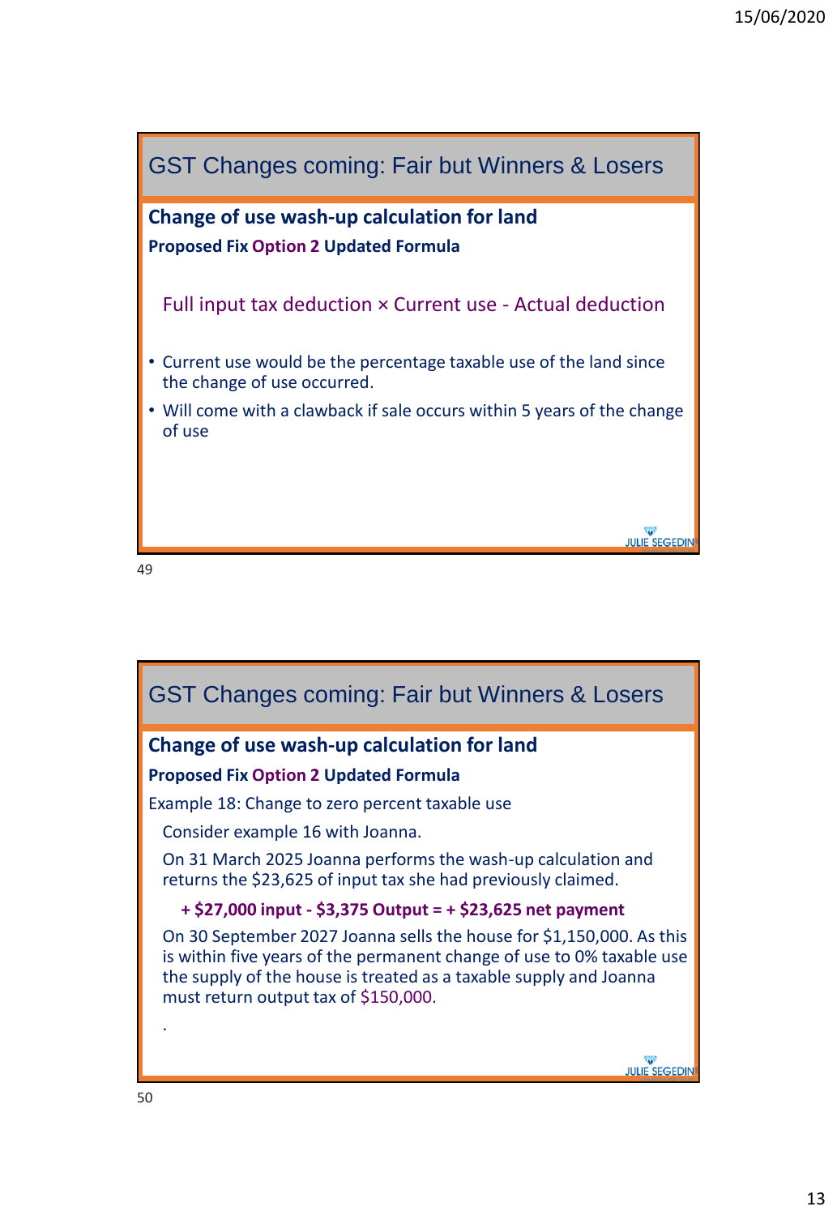## GST Changes coming: Fair but Winners & Losers

### Change of use wash-up calculation for land

**Proposed Fix Option 2 Updated Formula**

Full input tax deduction × Current use - Actual deduction

- Current use would be the percentage taxable use of the land since the change of use occurred.
- Will come with a clawback if sale occurs within 5 years of the change of use

JULIE SEGEDIN

## GST Changes coming: Fair but Winners & Losers

### Change of use wash-up calculation for land

**Proposed Fix Option 2 Updated Formula**

Example 18: Change to zero percent taxable use

Consider example 16 with Joanna.

On 31 March 2025 Joanna performs the wash-up calculation and returns the $23,625 of input tax she had previously claimed.

**+ $27,000 input - $3,375 Output = + $23,625 net payment**

On 30 September 2027 Joanna sells the house for $1,150,000. As this is within five years of the permanent change of use to 0% taxable use the supply of the house is treated as a taxable supply and Joanna must return output tax of $150,000.

.

JULIE SEGEDIN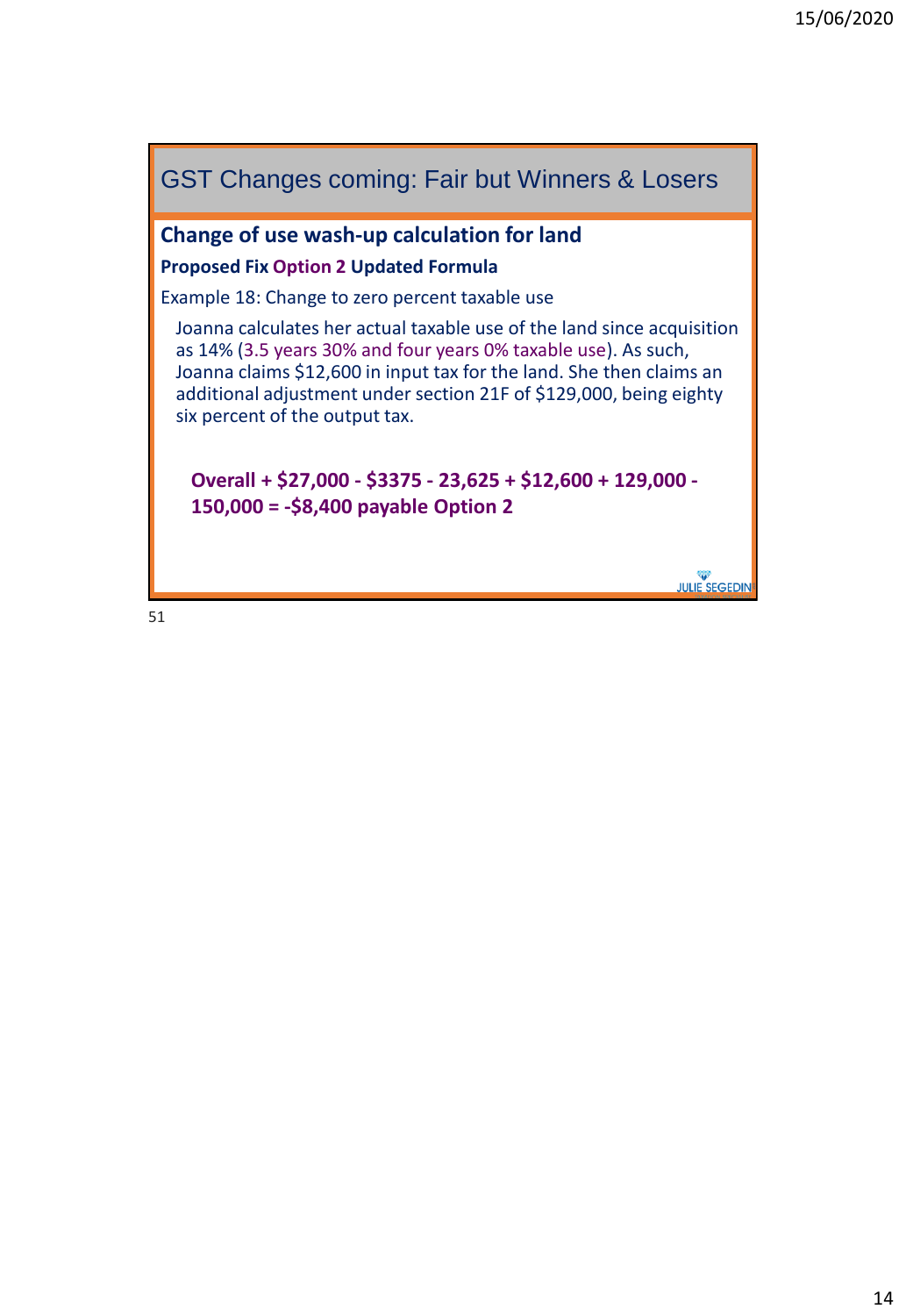## GST Changes coming: Fair but Winners & Losers

### Change of use wash-up calculation for land

**Proposed Fix Option 2 Updated Formula**

Example 18: Change to zero percent taxable use

Joanna calculates her actual taxable use of the land since acquisition as 14% (3.5 years 30% and four years 0% taxable use). As such, Joanna claims $12,600 in input tax for the land. She then claims an additional adjustment under section 21F of $129,000, being eighty six percent of the output tax.

**Overall + $27,000 - $3375 - 23,625 + $12,600 + 129,000 - 150,000 = -$8,400 payable Option 2**

JULIE SEGEDIN

51